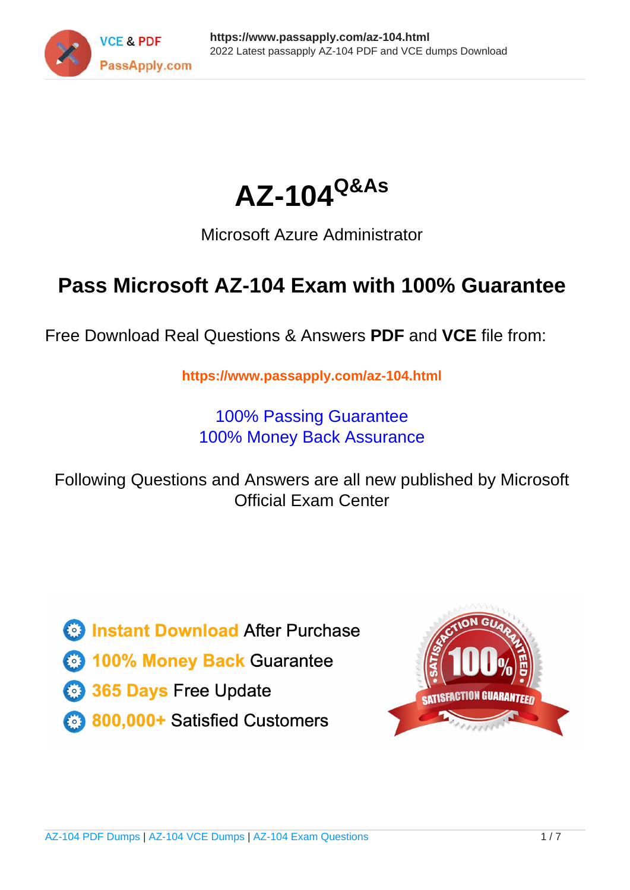# AZ-104$^{Q\&As}$

Microsoft Azure Administrator

## Pass Microsoft AZ-104 Exam with 100% Guarantee

Free Download Real Questions & Answers **PDF** and **VCE** file from:

**https://www.passapply.com/az-104.html**

100% Passing Guarantee
100% Money Back Assurance

Following Questions and Answers are all new published by Microsoft Official Exam Center

- **Instant Download** After Purchase
- **100% Money Back** Guarantee
- **365 Days** Free Update
- **800,000+** Satisfied Customers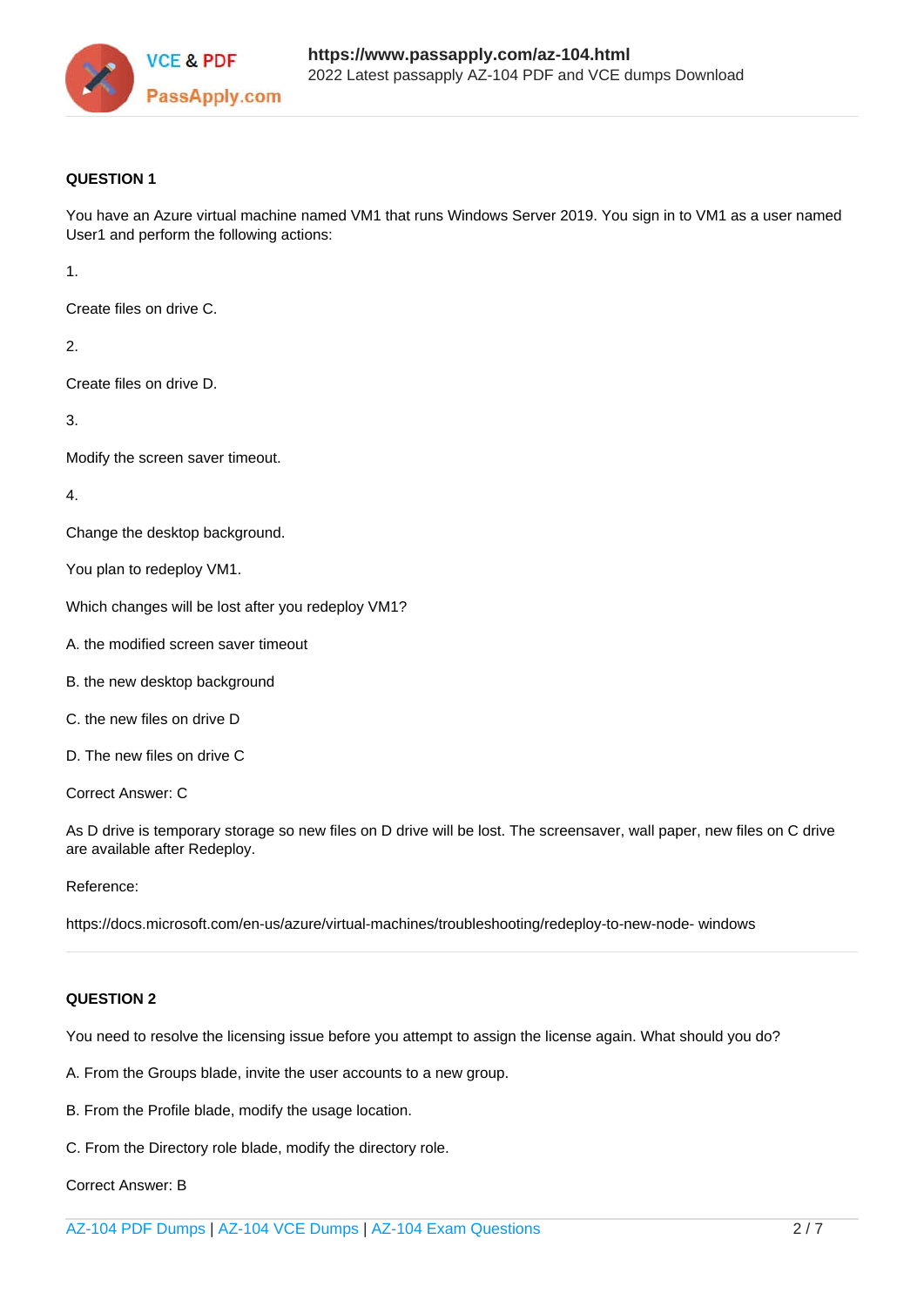**QUESTION 1**

You have an Azure virtual machine named VM1 that runs Windows Server 2019. You sign in to VM1 as a user named User1 and perform the following actions:

1.

Create files on drive C.

2.

Create files on drive D.

3.

Modify the screen saver timeout.

4.

Change the desktop background.

You plan to redeploy VM1.

Which changes will be lost after you redeploy VM1?

A. the modified screen saver timeout

B. the new desktop background

C. the new files on drive D

D. The new files on drive C

Correct Answer: C

As D drive is temporary storage so new files on D drive will be lost. The screensaver, wall paper, new files on C drive are available after Redeploy.

Reference:

https://docs.microsoft.com/en-us/azure/virtual-machines/troubleshooting/redeploy-to-new-node- windows

---

**QUESTION 2**

You need to resolve the licensing issue before you attempt to assign the license again. What should you do?

A. From the Groups blade, invite the user accounts to a new group.

B. From the Profile blade, modify the usage location.

C. From the Directory role blade, modify the directory role.

Correct Answer: B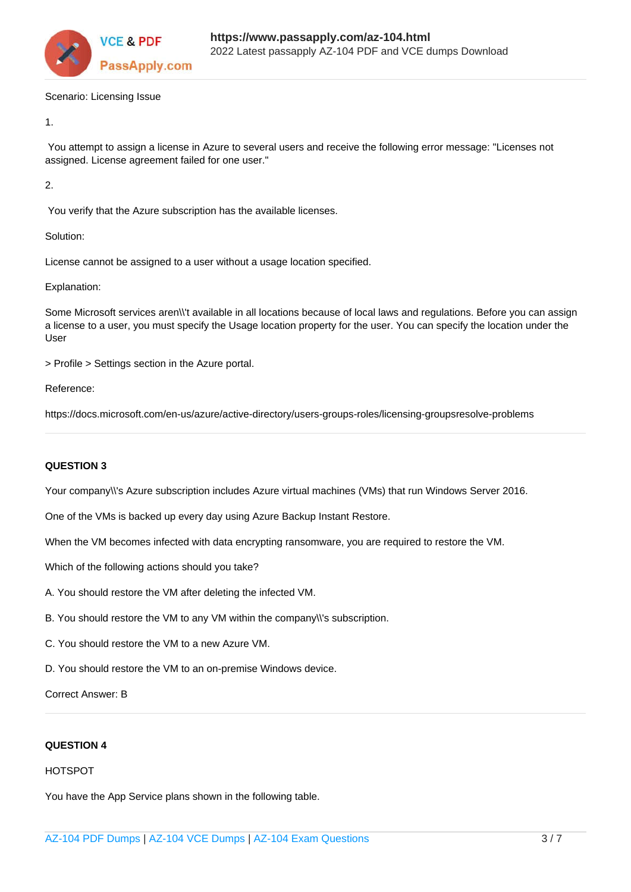Scenario: Licensing Issue

1.

You attempt to assign a license in Azure to several users and receive the following error message: "Licenses not assigned. License agreement failed for one user."

2.

You verify that the Azure subscription has the available licenses.

Solution:

License cannot be assigned to a user without a usage location specified.

Explanation:

Some Microsoft services aren\\'t available in all locations because of local laws and regulations. Before you can assign a license to a user, you must specify the Usage location property for the user. You can specify the location under the User

> Profile > Settings section in the Azure portal.

Reference:

https://docs.microsoft.com/en-us/azure/active-directory/users-groups-roles/licensing-groupsresolve-problems

---

**QUESTION 3**

Your company\\'s Azure subscription includes Azure virtual machines (VMs) that run Windows Server 2016.

One of the VMs is backed up every day using Azure Backup Instant Restore.

When the VM becomes infected with data encrypting ransomware, you are required to restore the VM.

Which of the following actions should you take?

A. You should restore the VM after deleting the infected VM.

B. You should restore the VM to any VM within the company\\'s subscription.

C. You should restore the VM to a new Azure VM.

D. You should restore the VM to an on-premise Windows device.

Correct Answer: B

---

**QUESTION 4**

HOTSPOT

You have the App Service plans shown in the following table.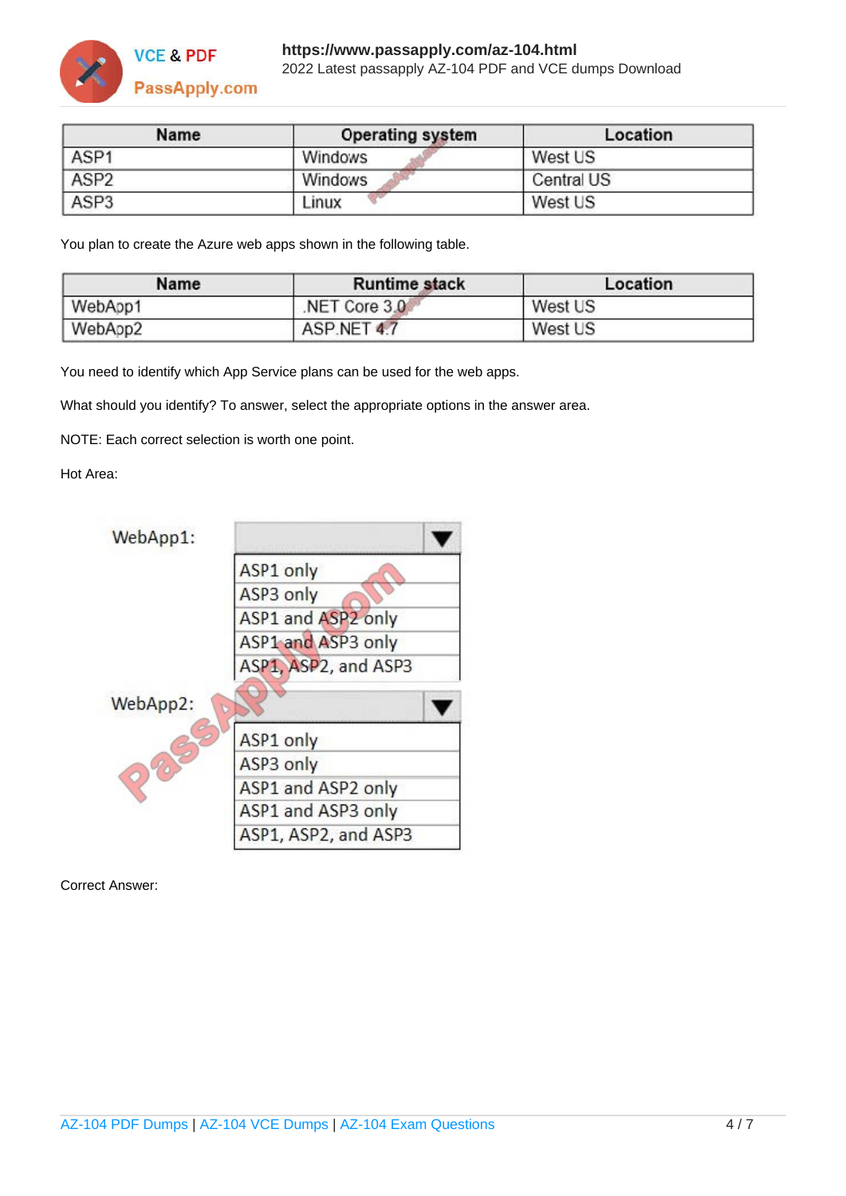| Name | Operating system | Location |
|---|---|---|
| ASP1 | Windows | West US |
| ASP2 | Windows | Central US |
| ASP3 | Linux | West US |

You plan to create the Azure web apps shown in the following table.

| Name | Runtime stack | Location |
|---|---|---|
| WebApp1 | .NET Core 3.0 | West US |
| WebApp2 | ASP.NET 4.7 | West US |

You need to identify which App Service plans can be used for the web apps.

What should you identify? To answer, select the appropriate options in the answer area.

NOTE: Each correct selection is worth one point.

Hot Area:

WebApp1:

- ASP1 only
- ASP3 only
- ASP1 and ASP2 only
- ASP1 and ASP3 only
- ASP1, ASP2, and ASP3

WebApp2:

- ASP1 only
- ASP3 only
- ASP1 and ASP2 only
- ASP1 and ASP3 only
- ASP1, ASP2, and ASP3

Correct Answer: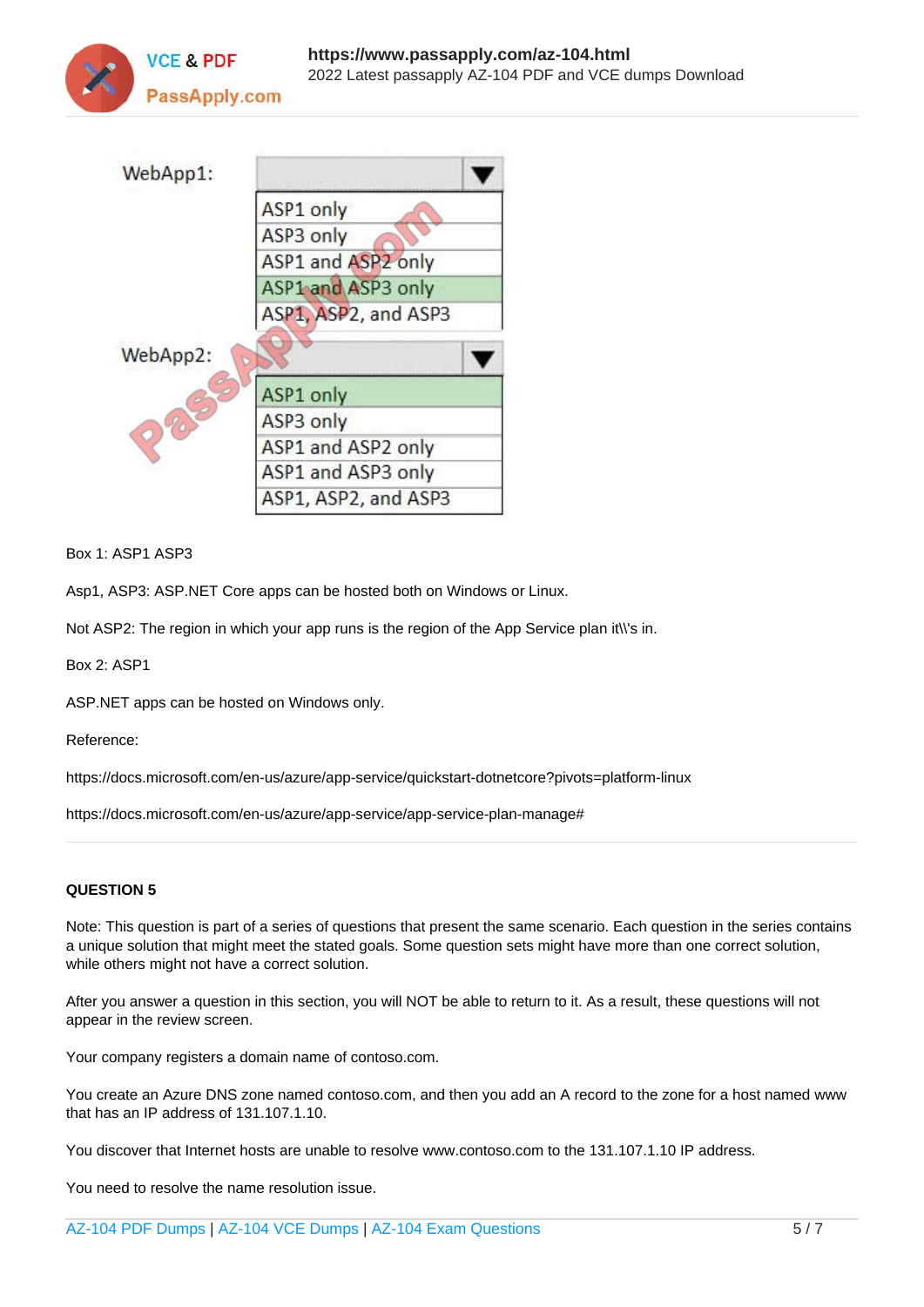WebApp1:

- ASP1 only
- ASP3 only
- ASP1 and ASP2 only
- ASP1 and ASP3 only
- ASP1, ASP2, and ASP3

WebApp2:

- ASP1 only
- ASP3 only
- ASP1 and ASP2 only
- ASP1 and ASP3 only
- ASP1, ASP2, and ASP3

Box 1: ASP1 ASP3

Asp1, ASP3: ASP.NET Core apps can be hosted both on Windows or Linux.

Not ASP2: The region in which your app runs is the region of the App Service plan it\\'s in.

Box 2: ASP1

ASP.NET apps can be hosted on Windows only.

Reference:

https://docs.microsoft.com/en-us/azure/app-service/quickstart-dotnetcore?pivots=platform-linux

https://docs.microsoft.com/en-us/azure/app-service/app-service-plan-manage#

---

**QUESTION 5**

Note: This question is part of a series of questions that present the same scenario. Each question in the series contains a unique solution that might meet the stated goals. Some question sets might have more than one correct solution, while others might not have a correct solution.

After you answer a question in this section, you will NOT be able to return to it. As a result, these questions will not appear in the review screen.

Your company registers a domain name of contoso.com.

You create an Azure DNS zone named contoso.com, and then you add an A record to the zone for a host named www that has an IP address of 131.107.1.10.

You discover that Internet hosts are unable to resolve www.contoso.com to the 131.107.1.10 IP address.

You need to resolve the name resolution issue.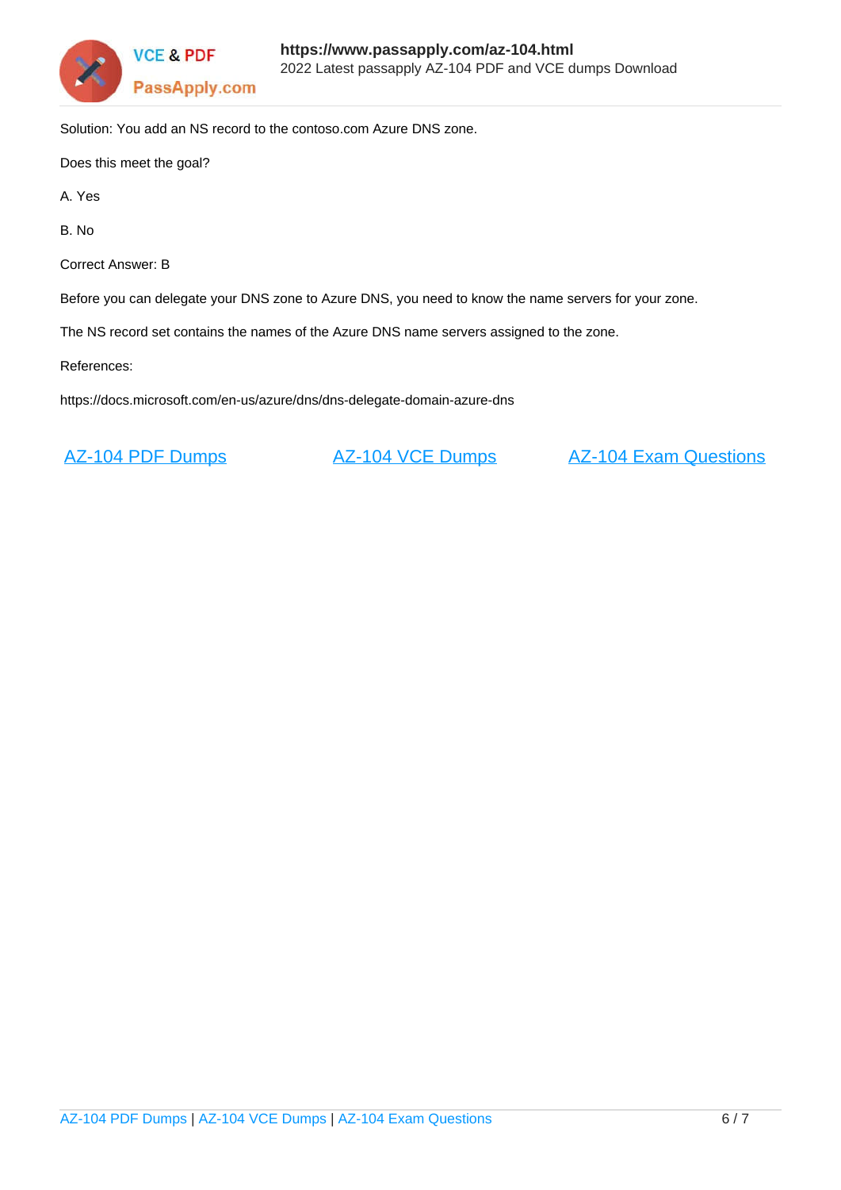Solution: You add an NS record to the contoso.com Azure DNS zone.

Does this meet the goal?

A. Yes

B. No

Correct Answer: B

Before you can delegate your DNS zone to Azure DNS, you need to know the name servers for your zone.

The NS record set contains the names of the Azure DNS name servers assigned to the zone.

References:

https://docs.microsoft.com/en-us/azure/dns/dns-delegate-domain-azure-dns

[AZ-104 PDF Dumps](https://www.passapply.com/az-104.html) [AZ-104 VCE Dumps](https://www.passapply.com/az-104.html) [AZ-104 Exam Questions](https://www.passapply.com/az-104.html)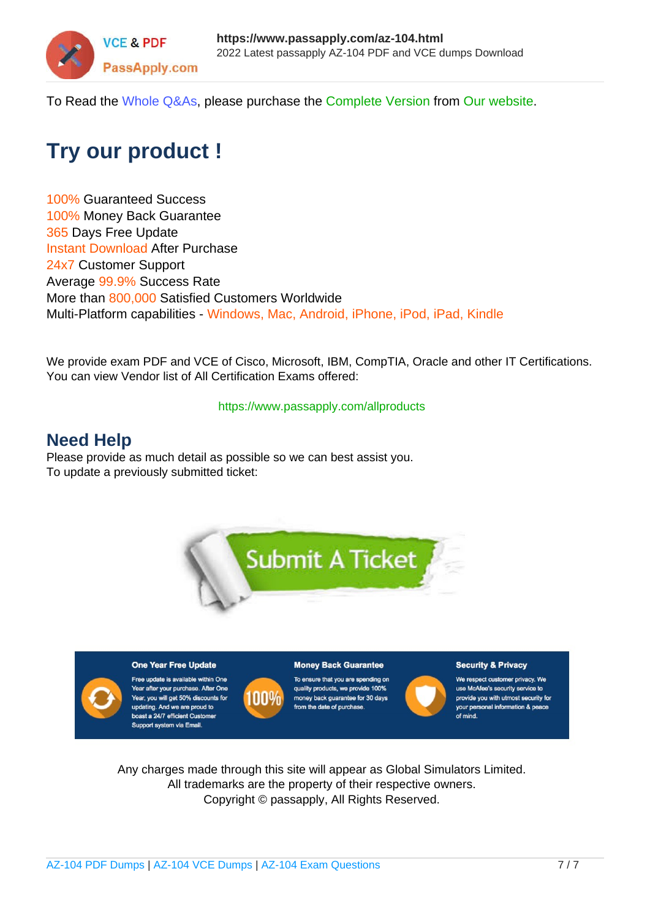To Read the Whole Q&As, please purchase the Complete Version from Our website.

# Try our product !

100% Guaranteed Success
100% Money Back Guarantee
365 Days Free Update
Instant Download After Purchase
24x7 Customer Support
Average 99.9% Success Rate
More than 800,000 Satisfied Customers Worldwide
Multi-Platform capabilities - Windows, Mac, Android, iPhone, iPod, iPad, Kindle

We provide exam PDF and VCE of Cisco, Microsoft, IBM, CompTIA, Oracle and other IT Certifications.
You can view Vendor list of All Certification Exams offered:

https://www.passapply.com/allproducts

## Need Help

Please provide as much detail as possible so we can best assist you.
To update a previously submitted ticket:

Submit A Ticket

**One Year Free Update**
Free update is available within One Year after your purchase. After One Year, you will get 50% discounts for updating. And we are proud to boast a 24/7 efficient Customer Support system via Email.

**Money Back Guarantee**
To ensure that you are spending on quality products, we provide 100% money back guarantee for 30 days from the date of purchase.

**Security & Privacy**
We respect customer privacy. We use McAfee's security service to provide you with utmost security for your personal information & peace of mind.

Any charges made through this site will appear as Global Simulators Limited.
All trademarks are the property of their respective owners.
Copyright © passapply, All Rights Reserved.